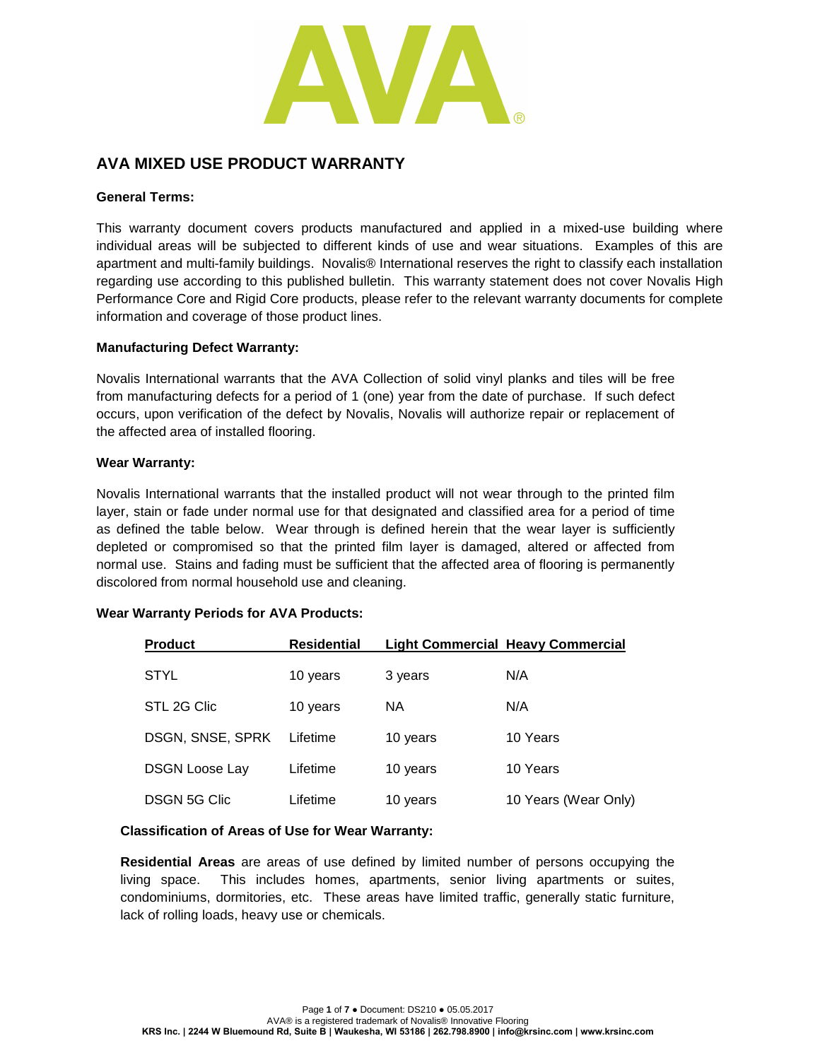AVA®

# AVA MIXED USE PRODUCT WARRANTY

**General Terms:**

This warranty document covers products manufactured and applied in a mixed-use building where individual areas will be subjected to different kinds of use and wear situations. Examples of this are apartment and multi-family buildings. Novalis® International reserves the right to classify each installation regarding use according to this published bulletin. This warranty statement does not cover Novalis High Performance Core and Rigid Core products, please refer to the relevant warranty documents for complete information and coverage of those product lines.

**Manufacturing Defect Warranty:**

Novalis International warrants that the AVA Collection of solid vinyl planks and tiles will be free from manufacturing defects for a period of 1 (one) year from the date of purchase. If such defect occurs, upon verification of the defect by Novalis, Novalis will authorize repair or replacement of the affected area of installed flooring.

**Wear Warranty:**

Novalis International warrants that the installed product will not wear through to the printed film layer, stain or fade under normal use for that designated and classified area for a period of time as defined the table below. Wear through is defined herein that the wear layer is sufficiently depleted or compromised so that the printed film layer is damaged, altered or affected from normal use. Stains and fading must be sufficient that the affected area of flooring is permanently discolored from normal household use and cleaning.

**Wear Warranty Periods for AVA Products:**

| Product | Residential | Light Commercial | Heavy Commercial |
|---|---|---|---|
| STYL | 10 years | 3 years | N/A |
| STL 2G Clic | 10 years | NA | N/A |
| DSGN, SNSE, SPRK | Lifetime | 10 years | 10 Years |
| DSGN Loose Lay | Lifetime | 10 years | 10 Years |
| DSGN 5G Clic | Lifetime | 10 years | 10 Years (Wear Only) |

**Classification of Areas of Use for Wear Warranty:**

**Residential Areas** are areas of use defined by limited number of persons occupying the living space. This includes homes, apartments, senior living apartments or suites, condominiums, dormitories, etc. These areas have limited traffic, generally static furniture, lack of rolling loads, heavy use or chemicals.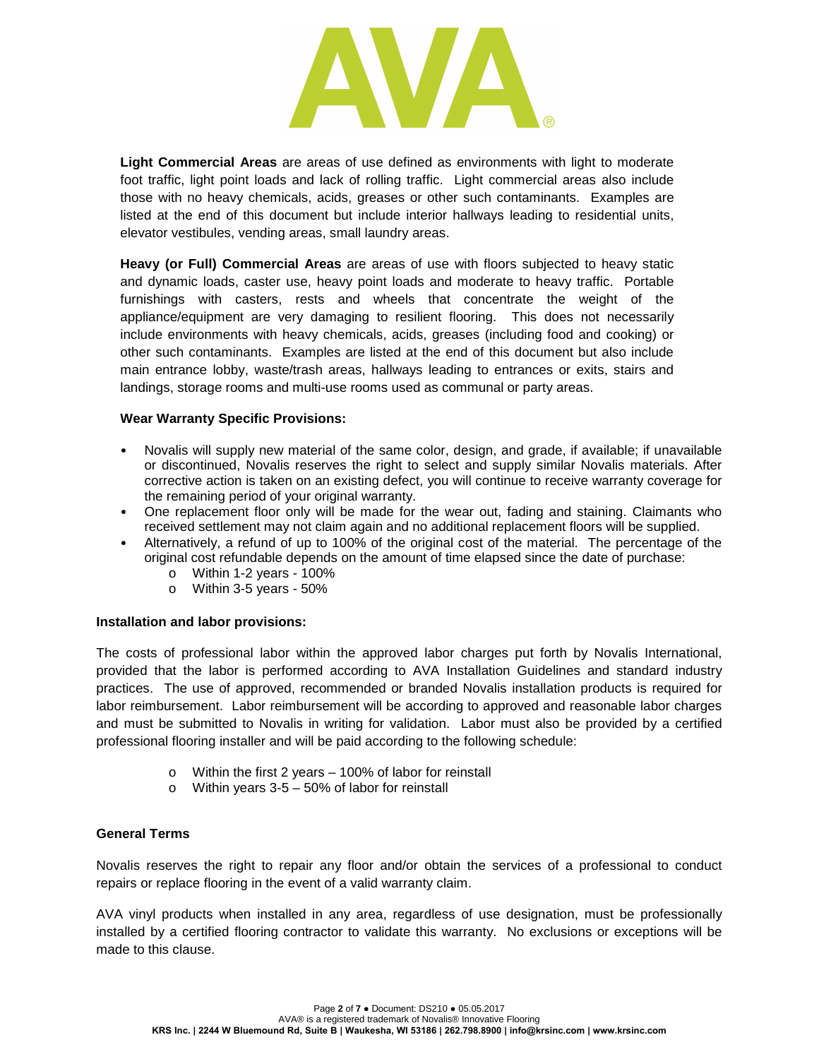**Light Commercial Areas** are areas of use defined as environments with light to moderate foot traffic, light point loads and lack of rolling traffic. Light commercial areas also include those with no heavy chemicals, acids, greases or other such contaminants. Examples are listed at the end of this document but include interior hallways leading to residential units, elevator vestibules, vending areas, small laundry areas.

**Heavy (or Full) Commercial Areas** are areas of use with floors subjected to heavy static and dynamic loads, caster use, heavy point loads and moderate to heavy traffic. Portable furnishings with casters, rests and wheels that concentrate the weight of the appliance/equipment are very damaging to resilient flooring. This does not necessarily include environments with heavy chemicals, acids, greases (including food and cooking) or other such contaminants. Examples are listed at the end of this document but also include main entrance lobby, waste/trash areas, hallways leading to entrances or exits, stairs and landings, storage rooms and multi-use rooms used as communal or party areas.

**Wear Warranty Specific Provisions:**

- Novalis will supply new material of the same color, design, and grade, if available; if unavailable or discontinued, Novalis reserves the right to select and supply similar Novalis materials. After corrective action is taken on an existing defect, you will continue to receive warranty coverage for the remaining period of your original warranty.
- One replacement floor only will be made for the wear out, fading and staining. Claimants who received settlement may not claim again and no additional replacement floors will be supplied.
- Alternatively, a refund of up to 100% of the original cost of the material. The percentage of the original cost refundable depends on the amount of time elapsed since the date of purchase:
  - Within 1-2 years - 100%
  - Within 3-5 years - 50%

**Installation and labor provisions:**

The costs of professional labor within the approved labor charges put forth by Novalis International, provided that the labor is performed according to AVA Installation Guidelines and standard industry practices. The use of approved, recommended or branded Novalis installation products is required for labor reimbursement. Labor reimbursement will be according to approved and reasonable labor charges and must be submitted to Novalis in writing for validation. Labor must also be provided by a certified professional flooring installer and will be paid according to the following schedule:

- Within the first 2 years – 100% of labor for reinstall
- Within years 3-5 – 50% of labor for reinstall

**General Terms**

Novalis reserves the right to repair any floor and/or obtain the services of a professional to conduct repairs or replace flooring in the event of a valid warranty claim.

AVA vinyl products when installed in any area, regardless of use designation, must be professionally installed by a certified flooring contractor to validate this warranty. No exclusions or exceptions will be made to this clause.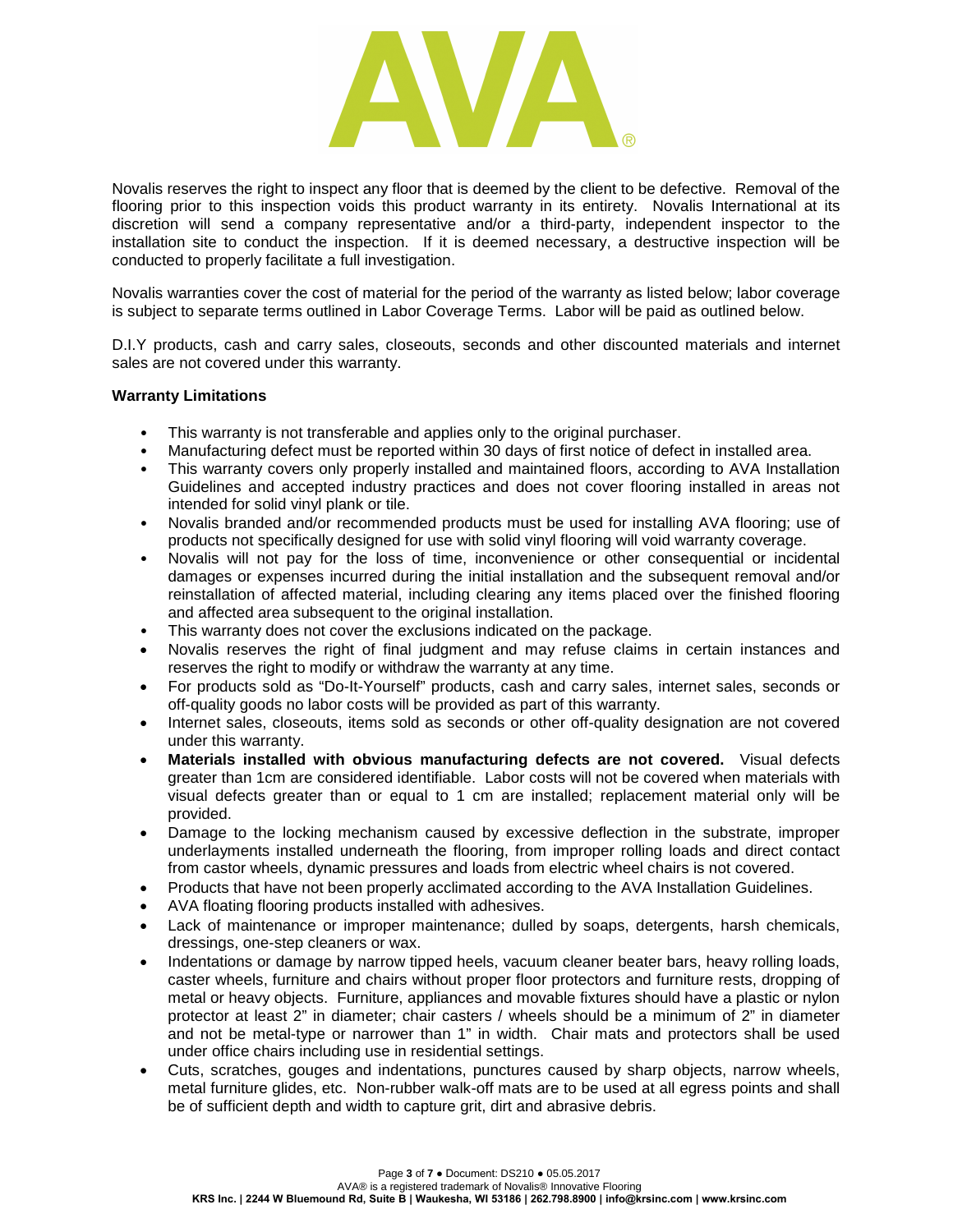Novalis reserves the right to inspect any floor that is deemed by the client to be defective. Removal of the flooring prior to this inspection voids this product warranty in its entirety. Novalis International at its discretion will send a company representative and/or a third-party, independent inspector to the installation site to conduct the inspection. If it is deemed necessary, a destructive inspection will be conducted to properly facilitate a full investigation.

Novalis warranties cover the cost of material for the period of the warranty as listed below; labor coverage is subject to separate terms outlined in Labor Coverage Terms. Labor will be paid as outlined below.

D.I.Y products, cash and carry sales, closeouts, seconds and other discounted materials and internet sales are not covered under this warranty.

**Warranty Limitations**

- This warranty is not transferable and applies only to the original purchaser.
- Manufacturing defect must be reported within 30 days of first notice of defect in installed area.
- This warranty covers only properly installed and maintained floors, according to AVA Installation Guidelines and accepted industry practices and does not cover flooring installed in areas not intended for solid vinyl plank or tile.
- Novalis branded and/or recommended products must be used for installing AVA flooring; use of products not specifically designed for use with solid vinyl flooring will void warranty coverage.
- Novalis will not pay for the loss of time, inconvenience or other consequential or incidental damages or expenses incurred during the initial installation and the subsequent removal and/or reinstallation of affected material, including clearing any items placed over the finished flooring and affected area subsequent to the original installation.
- This warranty does not cover the exclusions indicated on the package.
- Novalis reserves the right of final judgment and may refuse claims in certain instances and reserves the right to modify or withdraw the warranty at any time.
- For products sold as "Do-It-Yourself" products, cash and carry sales, internet sales, seconds or off-quality goods no labor costs will be provided as part of this warranty.
- Internet sales, closeouts, items sold as seconds or other off-quality designation are not covered under this warranty.
- **Materials installed with obvious manufacturing defects are not covered.** Visual defects greater than 1cm are considered identifiable. Labor costs will not be covered when materials with visual defects greater than or equal to 1 cm are installed; replacement material only will be provided.
- Damage to the locking mechanism caused by excessive deflection in the substrate, improper underlayments installed underneath the flooring, from improper rolling loads and direct contact from castor wheels, dynamic pressures and loads from electric wheel chairs is not covered.
- Products that have not been properly acclimated according to the AVA Installation Guidelines.
- AVA floating flooring products installed with adhesives.
- Lack of maintenance or improper maintenance; dulled by soaps, detergents, harsh chemicals, dressings, one-step cleaners or wax.
- Indentations or damage by narrow tipped heels, vacuum cleaner beater bars, heavy rolling loads, caster wheels, furniture and chairs without proper floor protectors and furniture rests, dropping of metal or heavy objects. Furniture, appliances and movable fixtures should have a plastic or nylon protector at least 2" in diameter; chair casters / wheels should be a minimum of 2" in diameter and not be metal-type or narrower than 1" in width. Chair mats and protectors shall be used under office chairs including use in residential settings.
- Cuts, scratches, gouges and indentations, punctures caused by sharp objects, narrow wheels, metal furniture glides, etc. Non-rubber walk-off mats are to be used at all egress points and shall be of sufficient depth and width to capture grit, dirt and abrasive debris.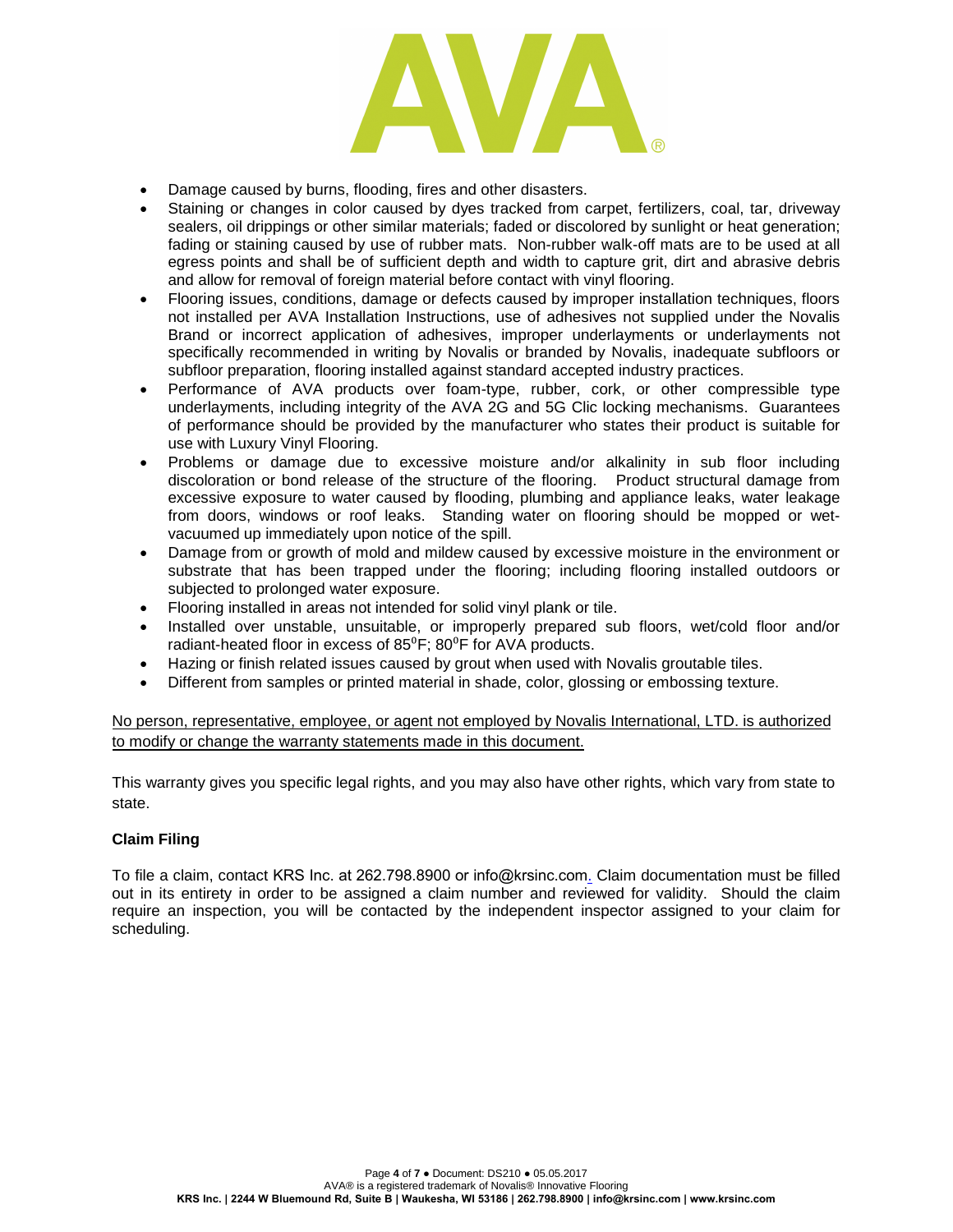- Damage caused by burns, flooding, fires and other disasters.
- Staining or changes in color caused by dyes tracked from carpet, fertilizers, coal, tar, driveway sealers, oil drippings or other similar materials; faded or discolored by sunlight or heat generation; fading or staining caused by use of rubber mats. Non-rubber walk-off mats are to be used at all egress points and shall be of sufficient depth and width to capture grit, dirt and abrasive debris and allow for removal of foreign material before contact with vinyl flooring.
- Flooring issues, conditions, damage or defects caused by improper installation techniques, floors not installed per AVA Installation Instructions, use of adhesives not supplied under the Novalis Brand or incorrect application of adhesives, improper underlayments or underlayments not specifically recommended in writing by Novalis or branded by Novalis, inadequate subfloors or subfloor preparation, flooring installed against standard accepted industry practices.
- Performance of AVA products over foam-type, rubber, cork, or other compressible type underlayments, including integrity of the AVA 2G and 5G Clic locking mechanisms. Guarantees of performance should be provided by the manufacturer who states their product is suitable for use with Luxury Vinyl Flooring.
- Problems or damage due to excessive moisture and/or alkalinity in sub floor including discoloration or bond release of the structure of the flooring. Product structural damage from excessive exposure to water caused by flooding, plumbing and appliance leaks, water leakage from doors, windows or roof leaks. Standing water on flooring should be mopped or wet-vacuumed up immediately upon notice of the spill.
- Damage from or growth of mold and mildew caused by excessive moisture in the environment or substrate that has been trapped under the flooring; including flooring installed outdoors or subjected to prolonged water exposure.
- Flooring installed in areas not intended for solid vinyl plank or tile.
- Installed over unstable, unsuitable, or improperly prepared sub floors, wet/cold floor and/or radiant-heated floor in excess of 85°F; 80°F for AVA products.
- Hazing or finish related issues caused by grout when used with Novalis groutable tiles.
- Different from samples or printed material in shade, color, glossing or embossing texture.

No person, representative, employee, or agent not employed by Novalis International, LTD. is authorized to modify or change the warranty statements made in this document.

This warranty gives you specific legal rights, and you may also have other rights, which vary from state to state.

**Claim Filing**

To file a claim, contact KRS Inc. at 262.798.8900 or info@krsinc.com. Claim documentation must be filled out in its entirety in order to be assigned a claim number and reviewed for validity. Should the claim require an inspection, you will be contacted by the independent inspector assigned to your claim for scheduling.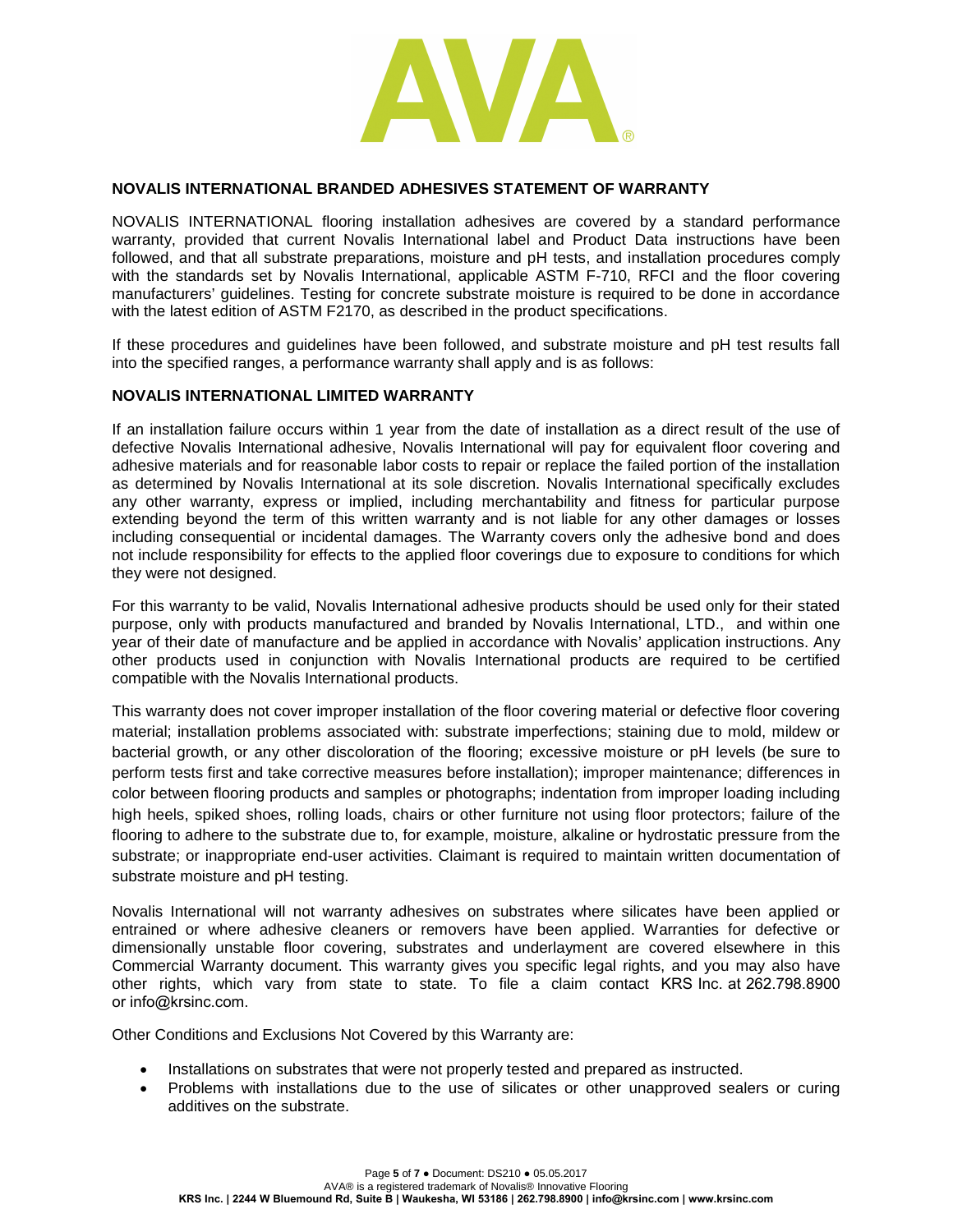## NOVALIS INTERNATIONAL BRANDED ADHESIVES STATEMENT OF WARRANTY

NOVALIS INTERNATIONAL flooring installation adhesives are covered by a standard performance warranty, provided that current Novalis International label and Product Data instructions have been followed, and that all substrate preparations, moisture and pH tests, and installation procedures comply with the standards set by Novalis International, applicable ASTM F-710, RFCI and the floor covering manufacturers' guidelines. Testing for concrete substrate moisture is required to be done in accordance with the latest edition of ASTM F2170, as described in the product specifications.

If these procedures and guidelines have been followed, and substrate moisture and pH test results fall into the specified ranges, a performance warranty shall apply and is as follows:

## NOVALIS INTERNATIONAL LIMITED WARRANTY

If an installation failure occurs within 1 year from the date of installation as a direct result of the use of defective Novalis International adhesive, Novalis International will pay for equivalent floor covering and adhesive materials and for reasonable labor costs to repair or replace the failed portion of the installation as determined by Novalis International at its sole discretion. Novalis International specifically excludes any other warranty, express or implied, including merchantability and fitness for particular purpose extending beyond the term of this written warranty and is not liable for any other damages or losses including consequential or incidental damages. The Warranty covers only the adhesive bond and does not include responsibility for effects to the applied floor coverings due to exposure to conditions for which they were not designed.

For this warranty to be valid, Novalis International adhesive products should be used only for their stated purpose, only with products manufactured and branded by Novalis International, LTD., and within one year of their date of manufacture and be applied in accordance with Novalis' application instructions. Any other products used in conjunction with Novalis International products are required to be certified compatible with the Novalis International products.

This warranty does not cover improper installation of the floor covering material or defective floor covering material; installation problems associated with: substrate imperfections; staining due to mold, mildew or bacterial growth, or any other discoloration of the flooring; excessive moisture or pH levels (be sure to perform tests first and take corrective measures before installation); improper maintenance; differences in color between flooring products and samples or photographs; indentation from improper loading including high heels, spiked shoes, rolling loads, chairs or other furniture not using floor protectors; failure of the flooring to adhere to the substrate due to, for example, moisture, alkaline or hydrostatic pressure from the substrate; or inappropriate end-user activities. Claimant is required to maintain written documentation of substrate moisture and pH testing.

Novalis International will not warranty adhesives on substrates where silicates have been applied or entrained or where adhesive cleaners or removers have been applied. Warranties for defective or dimensionally unstable floor covering, substrates and underlayment are covered elsewhere in this Commercial Warranty document. This warranty gives you specific legal rights, and you may also have other rights, which vary from state to state. To file a claim contact KRS Inc. at 262.798.8900 or info@krsinc.com.

Other Conditions and Exclusions Not Covered by this Warranty are:

- Installations on substrates that were not properly tested and prepared as instructed.
- Problems with installations due to the use of silicates or other unapproved sealers or curing additives on the substrate.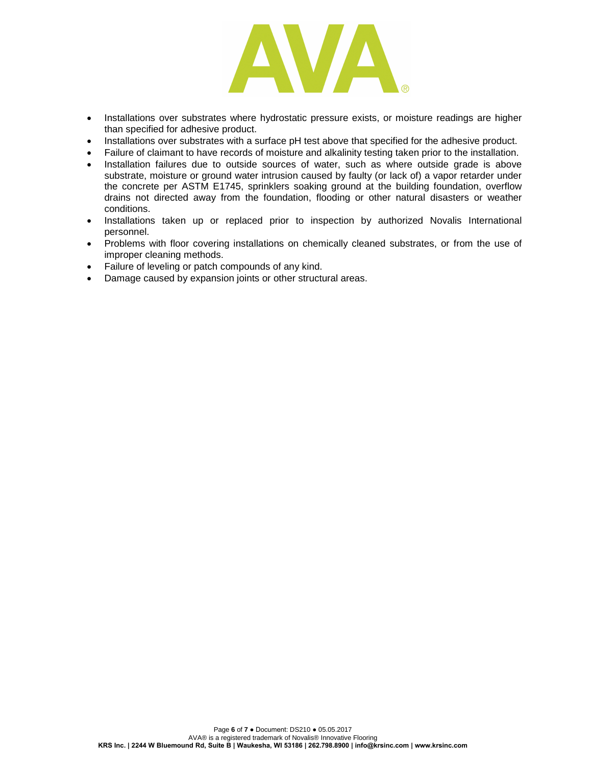- Installations over substrates where hydrostatic pressure exists, or moisture readings are higher than specified for adhesive product.
- Installations over substrates with a surface pH test above that specified for the adhesive product.
- Failure of claimant to have records of moisture and alkalinity testing taken prior to the installation.
- Installation failures due to outside sources of water, such as where outside grade is above substrate, moisture or ground water intrusion caused by faulty (or lack of) a vapor retarder under the concrete per ASTM E1745, sprinklers soaking ground at the building foundation, overflow drains not directed away from the foundation, flooding or other natural disasters or weather conditions.
- Installations taken up or replaced prior to inspection by authorized Novalis International personnel.
- Problems with floor covering installations on chemically cleaned substrates, or from the use of improper cleaning methods.
- Failure of leveling or patch compounds of any kind.
- Damage caused by expansion joints or other structural areas.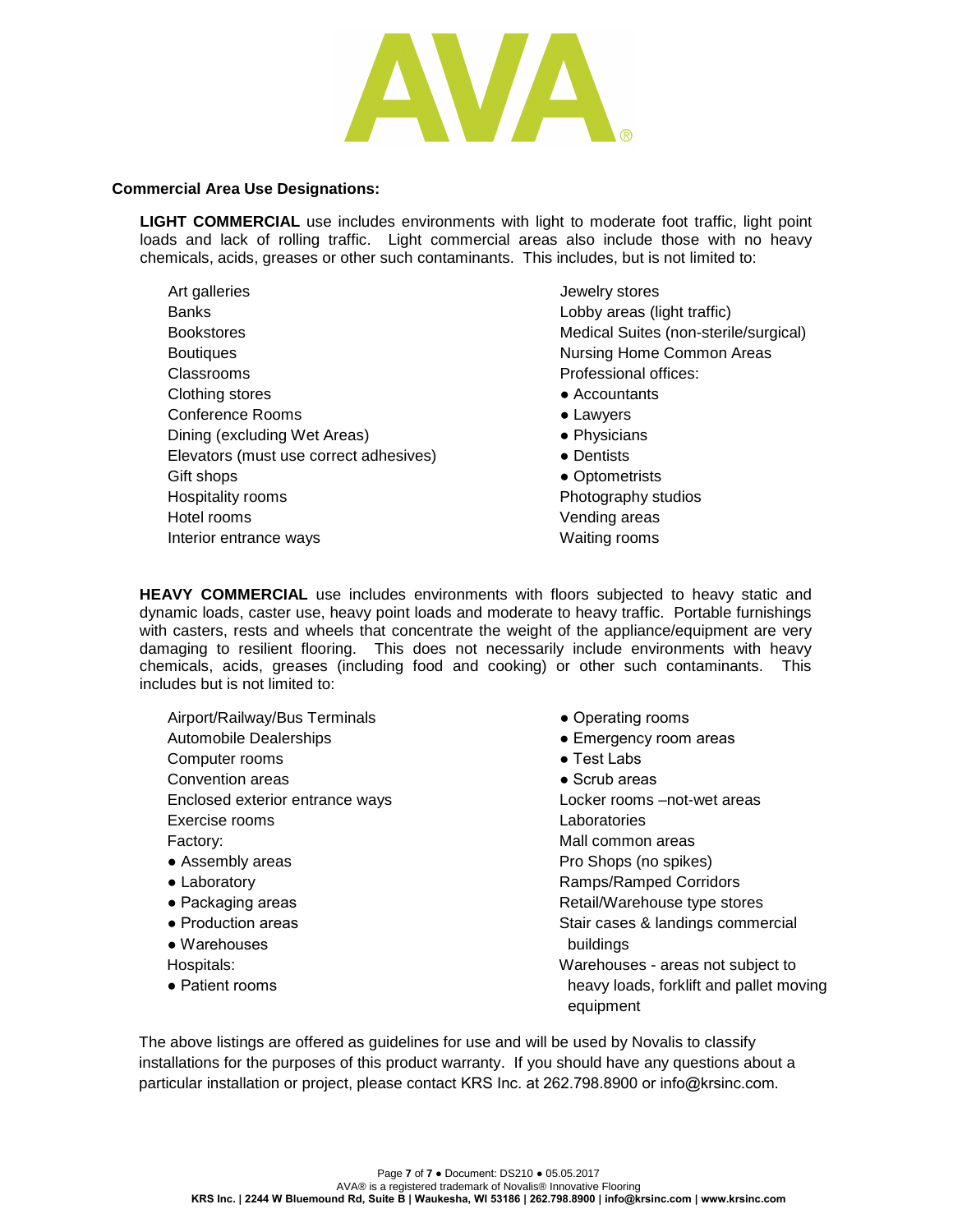AVA®

**Commercial Area Use Designations:**

**LIGHT COMMERCIAL** use includes environments with light to moderate foot traffic, light point loads and lack of rolling traffic. Light commercial areas also include those with no heavy chemicals, acids, greases or other such contaminants. This includes, but is not limited to:

- Art galleries
- Banks
- Bookstores
- Boutiques
- Classrooms
- Clothing stores
- Conference Rooms
- Dining (excluding Wet Areas)
- Elevators (must use correct adhesives)
- Gift shops
- Hospitality rooms
- Hotel rooms
- Interior entrance ways
- Jewelry stores
- Lobby areas (light traffic)
- Medical Suites (non-sterile/surgical)
- Nursing Home Common Areas
- Professional offices:
  - Accountants
  - Lawyers
  - Physicians
  - Dentists
  - Optometrists
- Photography studios
- Vending areas
- Waiting rooms

**HEAVY COMMERCIAL** use includes environments with floors subjected to heavy static and dynamic loads, caster use, heavy point loads and moderate to heavy traffic. Portable furnishings with casters, rests and wheels that concentrate the weight of the appliance/equipment are very damaging to resilient flooring. This does not necessarily include environments with heavy chemicals, acids, greases (including food and cooking) or other such contaminants. This includes but is not limited to:

- Airport/Railway/Bus Terminals
- Automobile Dealerships
- Computer rooms
- Convention areas
- Enclosed exterior entrance ways
- Exercise rooms
- Factory:
  - Assembly areas
  - Laboratory
  - Packaging areas
  - Production areas
  - Warehouses
- Hospitals:
  - Patient rooms
  - Operating rooms
  - Emergency room areas
  - Test Labs
  - Scrub areas
- Locker rooms –not-wet areas
- Laboratories
- Mall common areas
- Pro Shops (no spikes)
- Ramps/Ramped Corridors
- Retail/Warehouse type stores
- Stair cases & landings commercial buildings
- Warehouses - areas not subject to heavy loads, forklift and pallet moving equipment

The above listings are offered as guidelines for use and will be used by Novalis to classify installations for the purposes of this product warranty. If you should have any questions about a particular installation or project, please contact KRS Inc. at 262.798.8900 or info@krsinc.com.